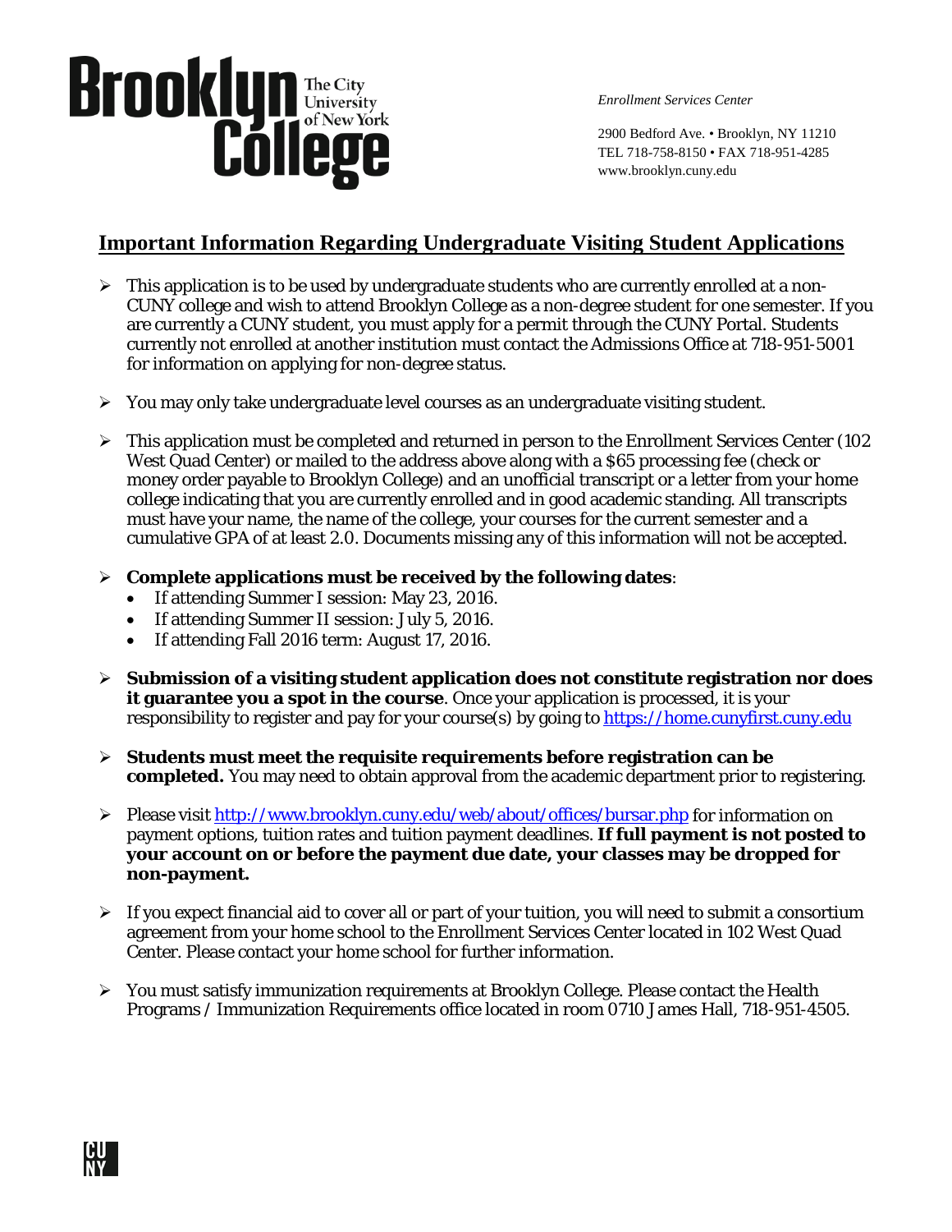Brooklyn College
The City University of New York

*Enrollment Services Center*

2900 Bedford Ave. • Brooklyn, NY 11210
TEL 718-758-8150 • FAX 718-951-4285
www.brooklyn.cuny.edu

# Important Information Regarding Undergraduate Visiting Student Applications

- This application is to be used by undergraduate students who are currently enrolled at a non-CUNY college and wish to attend Brooklyn College as a non-degree student for one semester. If you are currently a CUNY student, you must apply for a permit through the CUNY Portal. Students currently not enrolled at another institution must contact the Admissions Office at 718-951-5001 for information on applying for non-degree status.

- You may only take undergraduate level courses as an undergraduate visiting student.

- This application must be completed and returned in person to the Enrollment Services Center (102 West Quad Center) or mailed to the address above along with a $65 processing fee (check or money order payable to Brooklyn College) and an unofficial transcript or a letter from your home college indicating that you are currently enrolled and in good academic standing. All transcripts must have your name, the name of the college, your courses for the current semester and a cumulative GPA of at least 2.0. Documents missing any of this information will not be accepted.

- **Complete applications must be received by the following dates**:
  - If attending Summer I session: May 23, 2016.
  - If attending Summer II session: July 5, 2016.
  - If attending Fall 2016 term: August 17, 2016.

- **Submission of a visiting student application does not constitute registration nor does it guarantee you a spot in the course**. Once your application is processed, it is your responsibility to register and pay for your course(s) by going to https://home.cunyfirst.cuny.edu

- **Students must meet the requisite requirements before registration can be completed.** You may need to obtain approval from the academic department prior to registering.

- Please visit http://www.brooklyn.cuny.edu/web/about/offices/bursar.php for information on payment options, tuition rates and tuition payment deadlines. **If full payment is not posted to your account on or before the payment due date, your classes may be dropped for non-payment.**

- If you expect financial aid to cover all or part of your tuition, you will need to submit a consortium agreement from your home school to the Enrollment Services Center located in 102 West Quad Center. Please contact your home school for further information.

- You must satisfy immunization requirements at Brooklyn College. Please contact the Health Programs / Immunization Requirements office located in room 0710 James Hall, 718-951-4505.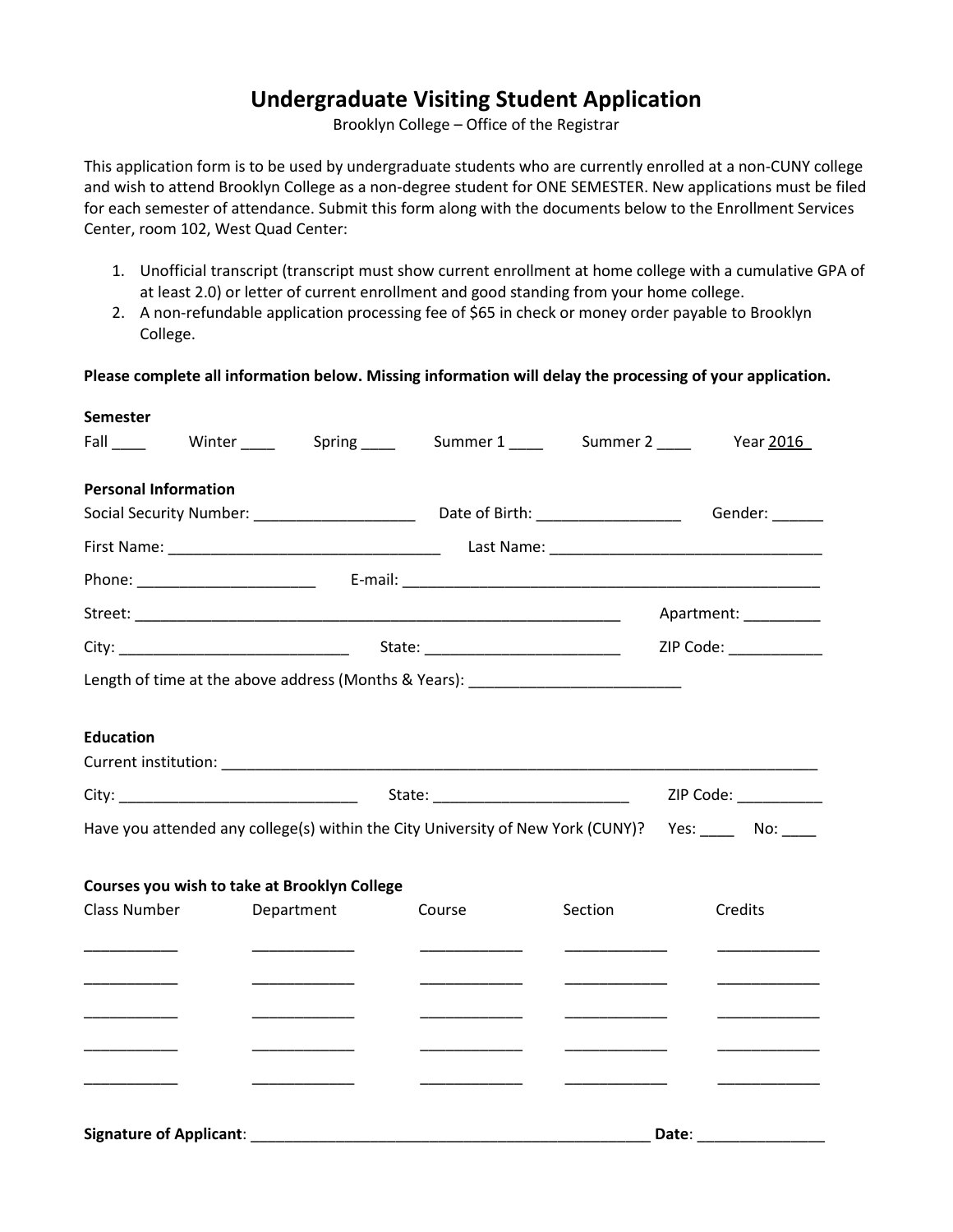# Undergraduate Visiting Student Application

Brooklyn College – Office of the Registrar

This application form is to be used by undergraduate students who are currently enrolled at a non-CUNY college and wish to attend Brooklyn College as a non-degree student for ONE SEMESTER. New applications must be filed for each semester of attendance. Submit this form along with the documents below to the Enrollment Services Center, room 102, West Quad Center:

1. Unofficial transcript (transcript must show current enrollment at home college with a cumulative GPA of at least 2.0) or letter of current enrollment and good standing from your home college.
2. A non-refundable application processing fee of $65 in check or money order payable to Brooklyn College.

**Please complete all information below. Missing information will delay the processing of your application.**

**Semester**

Fall ____ Winter ____ Spring ____ Summer 1 ____ Summer 2 ____ Year 2016

**Personal Information**

Social Security Number: ___________________ Date of Birth: _________________ Gender: ______

First Name: ________________________________ Last Name: ________________________________

Phone: _____________________ E-mail: __________________________________________________

Street: ____________________________________________________________ Apartment: _________

City: ___________________________ State: _______________________ ZIP Code: ___________

Length of time at the above address (Months & Years): _________________________

**Education**

Current institution: ________________________________________________________________________

City: ____________________________ State: _______________________ ZIP Code: __________

Have you attended any college(s) within the City University of New York (CUNY)? Yes: ____ No: ____

**Courses you wish to take at Brooklyn College**

| Class Number | Department | Course | Section | Credits |
|---|---|---|---|---|
| ___________ | ____________ | ____________ | ____________ | ____________ |
| ___________ | ____________ | ____________ | ____________ | ____________ |
| ___________ | ____________ | ____________ | ____________ | ____________ |
| ___________ | ____________ | ____________ | ____________ | ____________ |
| ___________ | ____________ | ____________ | ____________ | ____________ |

**Signature of Applicant**: _________________________________________________ **Date**: _______________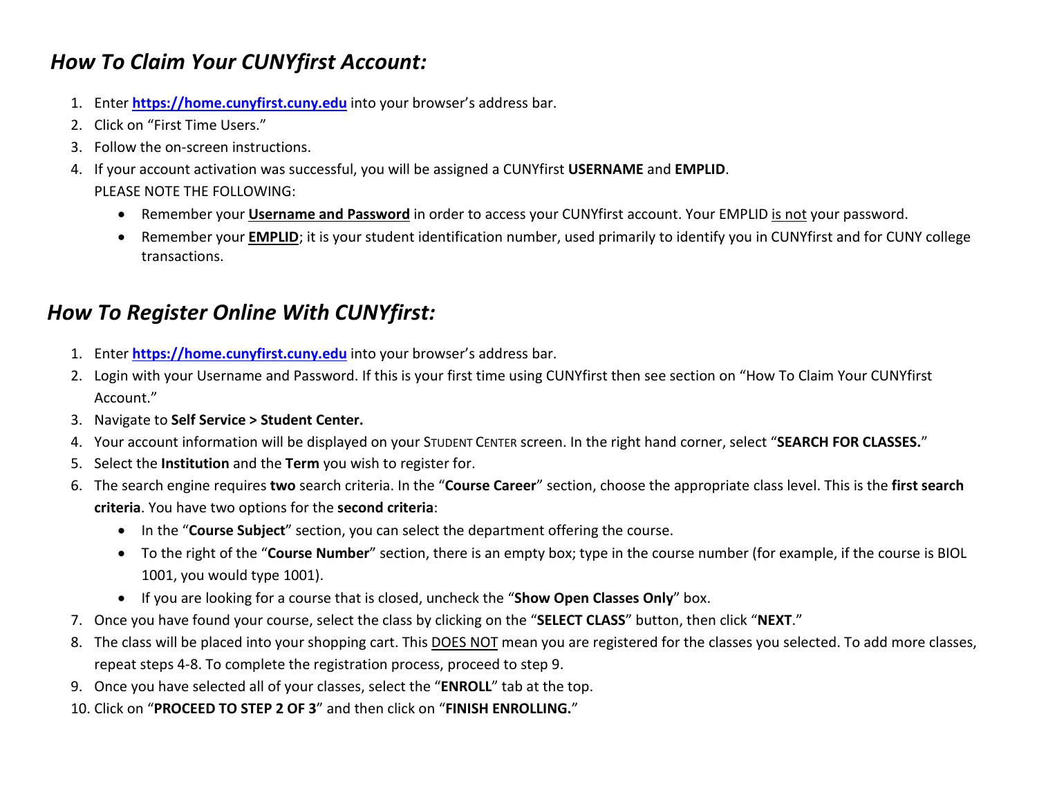## *How To Claim Your CUNYfirst Account:*

1. Enter **[https://home.cunyfirst.cuny.edu](https://home.cunyfirst.cuny.edu)** into your browser's address bar.
2. Click on "First Time Users."
3. Follow the on-screen instructions.
4. If your account activation was successful, you will be assigned a CUNYfirst **USERNAME** and **EMPLID**.
   PLEASE NOTE THE FOLLOWING:
   - Remember your **Username and Password** in order to access your CUNYfirst account. Your EMPLID is not your password.
   - Remember your **EMPLID**; it is your student identification number, used primarily to identify you in CUNYfirst and for CUNY college transactions.

## *How To Register Online With CUNYfirst:*

1. Enter **[https://home.cunyfirst.cuny.edu](https://home.cunyfirst.cuny.edu)** into your browser's address bar.
2. Login with your Username and Password. If this is your first time using CUNYfirst then see section on "How To Claim Your CUNYfirst Account."
3. Navigate to **Self Service > Student Center.**
4. Your account information will be displayed on your STUDENT CENTER screen. In the right hand corner, select "**SEARCH FOR CLASSES.**"
5. Select the **Institution** and the **Term** you wish to register for.
6. The search engine requires **two** search criteria. In the "**Course Career**" section, choose the appropriate class level. This is the **first search criteria**. You have two options for the **second criteria**:
   - In the "**Course Subject**" section, you can select the department offering the course.
   - To the right of the "**Course Number**" section, there is an empty box; type in the course number (for example, if the course is BIOL 1001, you would type 1001).
   - If you are looking for a course that is closed, uncheck the "**Show Open Classes Only**" box.
7. Once you have found your course, select the class by clicking on the "**SELECT CLASS**" button, then click "**NEXT**."
8. The class will be placed into your shopping cart. This DOES NOT mean you are registered for the classes you selected. To add more classes, repeat steps 4-8. To complete the registration process, proceed to step 9.
9. Once you have selected all of your classes, select the "**ENROLL**" tab at the top.
10. Click on "**PROCEED TO STEP 2 OF 3**" and then click on "**FINISH ENROLLING.**"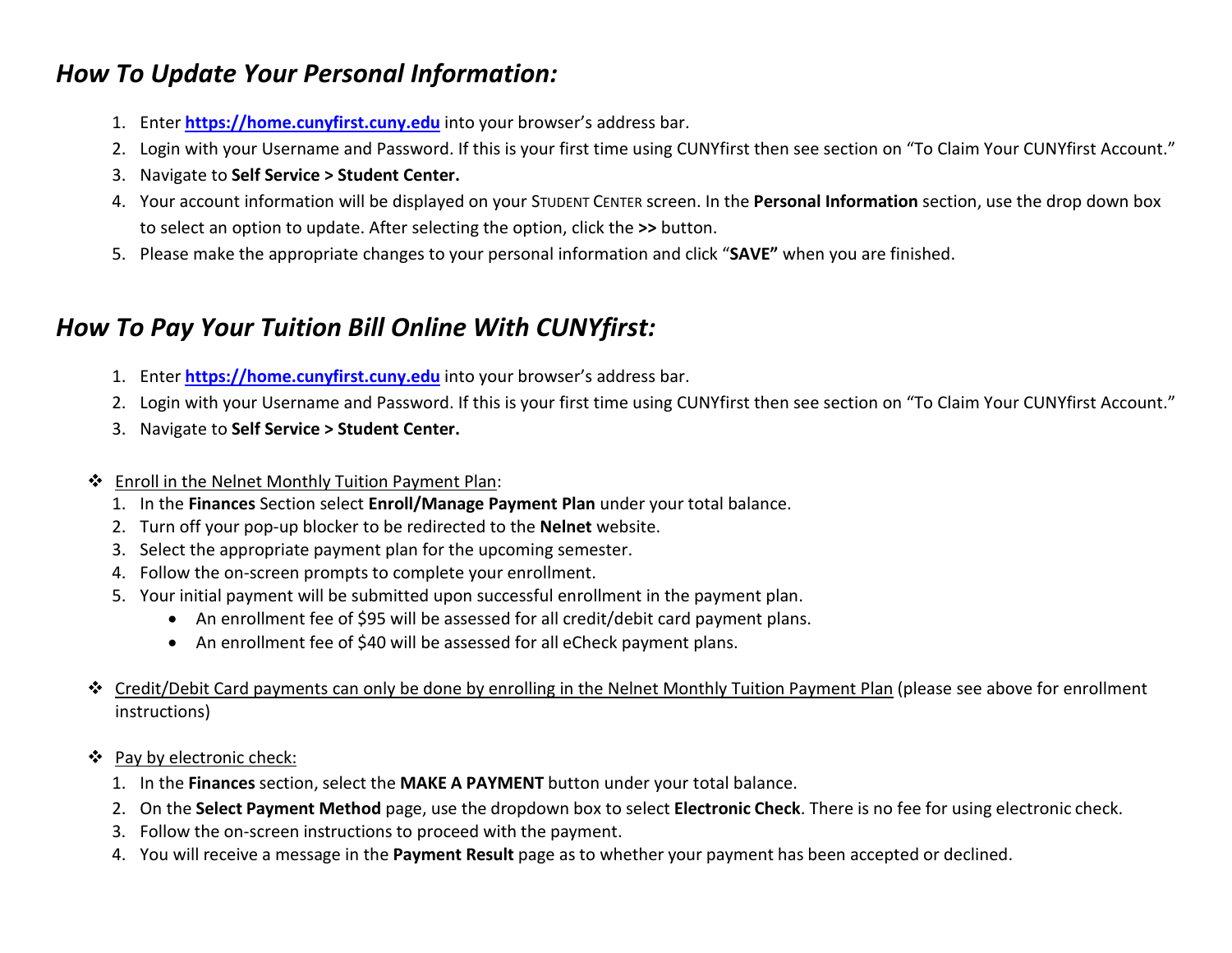## *How To Update Your Personal Information:*

1. Enter **https://home.cunyfirst.cuny.edu** into your browser's address bar.
2. Login with your Username and Password. If this is your first time using CUNYfirst then see section on "To Claim Your CUNYfirst Account."
3. Navigate to **Self Service > Student Center.**
4. Your account information will be displayed on your STUDENT CENTER screen. In the **Personal Information** section, use the drop down box to select an option to update. After selecting the option, click the **>>** button.
5. Please make the appropriate changes to your personal information and click "**SAVE"** when you are finished.

## *How To Pay Your Tuition Bill Online With CUNYfirst:*

1. Enter **https://home.cunyfirst.cuny.edu** into your browser's address bar.
2. Login with your Username and Password. If this is your first time using CUNYfirst then see section on "To Claim Your CUNYfirst Account."
3. Navigate to **Self Service > Student Center.**

- Enroll in the Nelnet Monthly Tuition Payment Plan:
  1. In the **Finances** Section select **Enroll/Manage Payment Plan** under your total balance.
  2. Turn off your pop-up blocker to be redirected to the **Nelnet** website.
  3. Select the appropriate payment plan for the upcoming semester.
  4. Follow the on-screen prompts to complete your enrollment.
  5. Your initial payment will be submitted upon successful enrollment in the payment plan.
     - An enrollment fee of $95 will be assessed for all credit/debit card payment plans.
     - An enrollment fee of $40 will be assessed for all eCheck payment plans.

- Credit/Debit Card payments can only be done by enrolling in the Nelnet Monthly Tuition Payment Plan (please see above for enrollment instructions)

- Pay by electronic check:
  1. In the **Finances** section, select the **MAKE A PAYMENT** button under your total balance.
  2. On the **Select Payment Method** page, use the dropdown box to select **Electronic Check**. There is no fee for using electronic check.
  3. Follow the on-screen instructions to proceed with the payment.
  4. You will receive a message in the **Payment Result** page as to whether your payment has been accepted or declined.